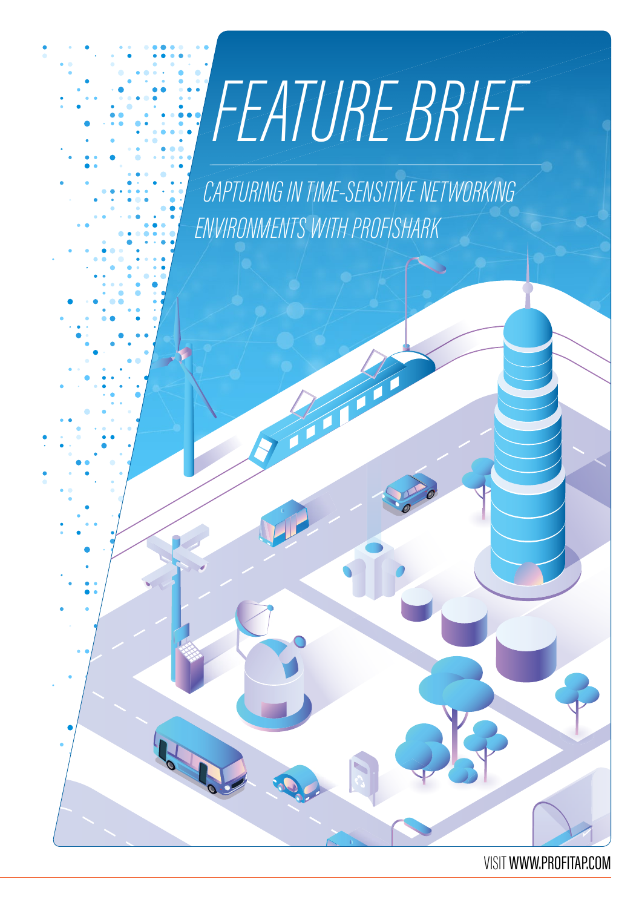# FEATURE BRIEF

## CAPTURING IN TIME-SENSITIVE NETWORKING ENVIRONMENTS WITH PROFISHARK

VISIT WWW.PROFITAP.COM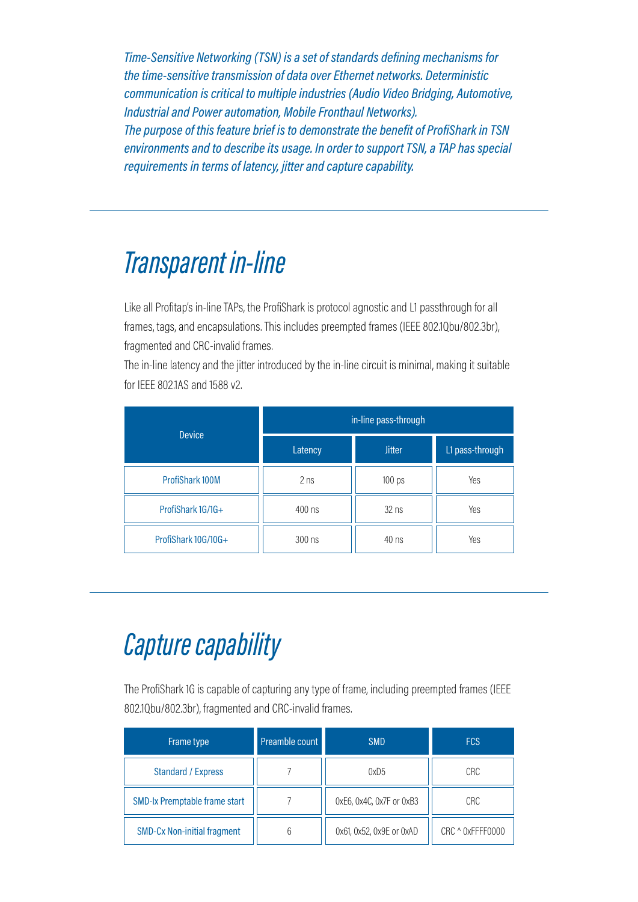*Time-Sensitive Networking (TSN) is a set of standards defining mechanisms for the time-sensitive transmission of data over Ethernet networks. Deterministic communication is critical to multiple industries (Audio Video Bridging, Automotive, Industrial and Power automation, Mobile Fronthaul Networks).*
*The purpose of this feature brief is to demonstrate the benefit of ProfiShark in TSN environments and to describe its usage. In order to support TSN, a TAP has special requirements in terms of latency, jitter and capture capability.*

---

# *Transparent in-line*

Like all Profitap's in-line TAPs, the ProfiShark is protocol agnostic and L1 passthrough for all frames, tags, and encapsulations. This includes preempted frames (IEEE 802.1Qbu/802.3br), fragmented and CRC-invalid frames.
The in-line latency and the jitter introduced by the in-line circuit is minimal, making it suitable for IEEE 802.1AS and 1588 v2.

| Device | in-line pass-through | | |
|---|---|---|---|
| | Latency | Jitter | L1 pass-through |
| ProfiShark 100M | 2 ns | 100 ps | Yes |
| ProfiShark 1G/1G+ | 400 ns | 32 ns | Yes |
| ProfiShark 10G/10G+ | 300 ns | 40 ns | Yes |

---

# *Capture capability*

The ProfiShark 1G is capable of capturing any type of frame, including preempted frames (IEEE 802.1Qbu/802.3br), fragmented and CRC-invalid frames.

| Frame type | Preamble count | SMD | FCS |
|---|---|---|---|
| Standard / Express | 7 | 0xD5 | CRC |
| SMD-Ix Premptable frame start | 7 | 0xE6, 0x4C, 0x7F or 0xB3 | CRC |
| SMD-Cx Non-initial fragment | 6 | 0x61, 0x52, 0x9E or 0xAD | CRC ^ 0xFFFF0000 |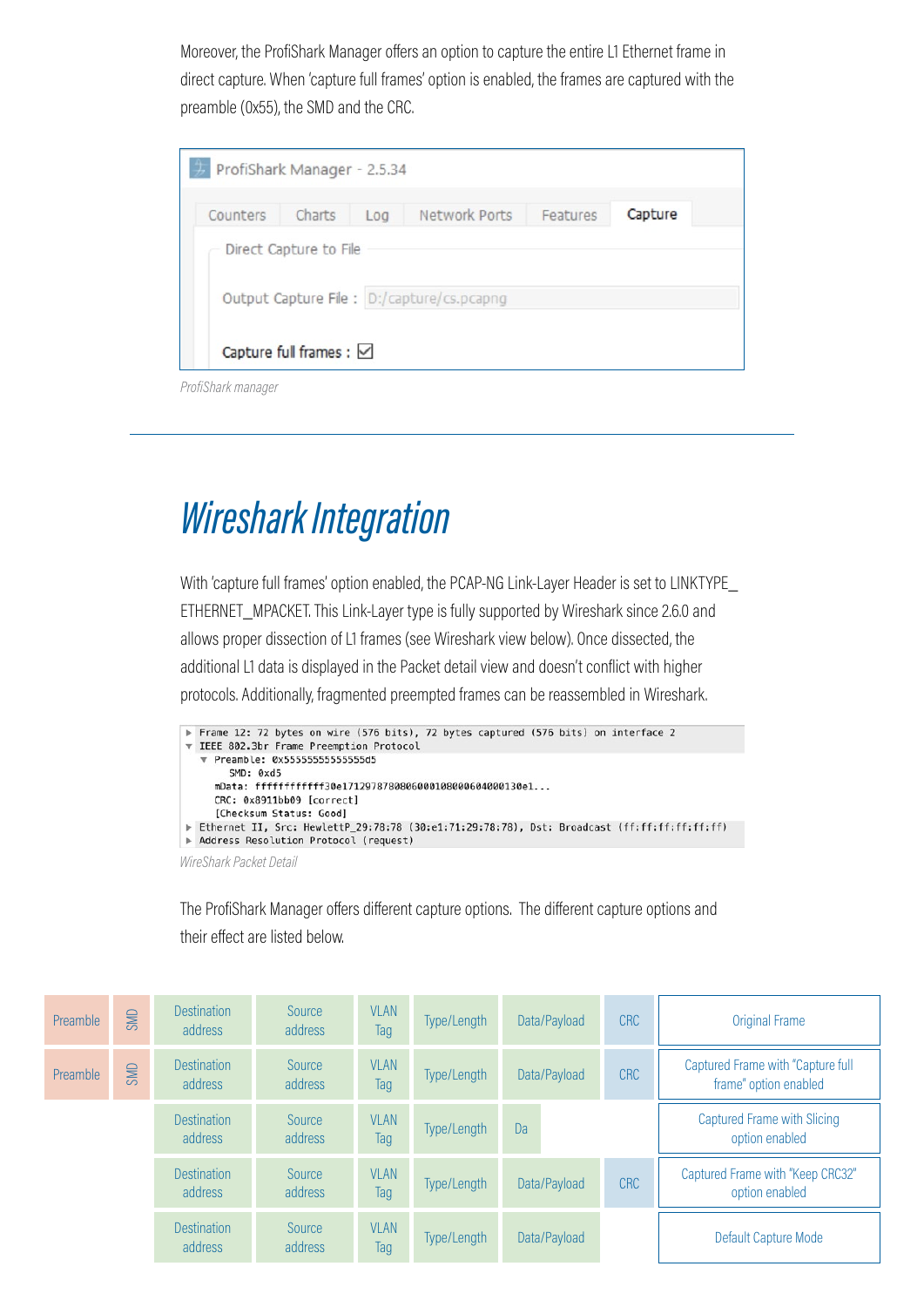Moreover, the ProfiShark Manager offers an option to capture the entire L1 Ethernet frame in direct capture. When 'capture full frames' option is enabled, the frames are captured with the preamble (0x55), the SMD and the CRC.

ProfiShark Manager - 2.5.34

Counters | Charts | Log | Network Ports | Features | Capture

Direct Capture to File

Output Capture File : D:/capture/cs.pcapng

Capture full frames : ☑

*ProfiShark manager*

# Wireshark Integration

With 'capture full frames' option enabled, the PCAP-NG Link-Layer Header is set to LINKTYPE_ETHERNET_MPACKET. This Link-Layer type is fully supported by Wireshark since 2.6.0 and allows proper dissection of L1 frames (see Wireshark view below). Once dissected, the additional L1 data is displayed in the Packet detail view and doesn't conflict with higher protocols. Additionally, fragmented preempted frames can be reassembled in Wireshark.

```
▶ Frame 12: 72 bytes on wire (576 bits), 72 bytes captured (576 bits) on interface 2
▼ IEEE 802.3br Frame Preemption Protocol
  ▼ Preamble: 0x55555555555555d5
      SMD: 0xd5
    mData: ffffffffffff30e171297878080600010800060400013​0e1...
    CRC: 0x8911bb09 [correct]
    [Checksum Status: Good]
▶ Ethernet II, Src: HewlettP_29:78:78 (30:e1:71:29:78:78), Dst: Broadcast (ff:ff:ff:ff:ff:ff)
▶ Address Resolution Protocol (request)
```

*WireShark Packet Detail*

The ProfiShark Manager offers different capture options. The different capture options and their effect are listed below.

| | | | | | | | | |
|---|---|---|---|---|---|---|---|---|
| Preamble | SMD | Destination address | Source address | VLAN Tag | Type/Length | Data/Payload | CRC | Original Frame |
| Preamble | SMD | Destination address | Source address | VLAN Tag | Type/Length | Data/Payload | CRC | Captured Frame with "Capture full frame" option enabled |
| | | Destination address | Source address | VLAN Tag | Type/Length | Da | | Captured Frame with Slicing option enabled |
| | | Destination address | Source address | VLAN Tag | Type/Length | Data/Payload | CRC | Captured Frame with "Keep CRC32" option enabled |
| | | Destination address | Source address | VLAN Tag | Type/Length | Data/Payload | | Default Capture Mode |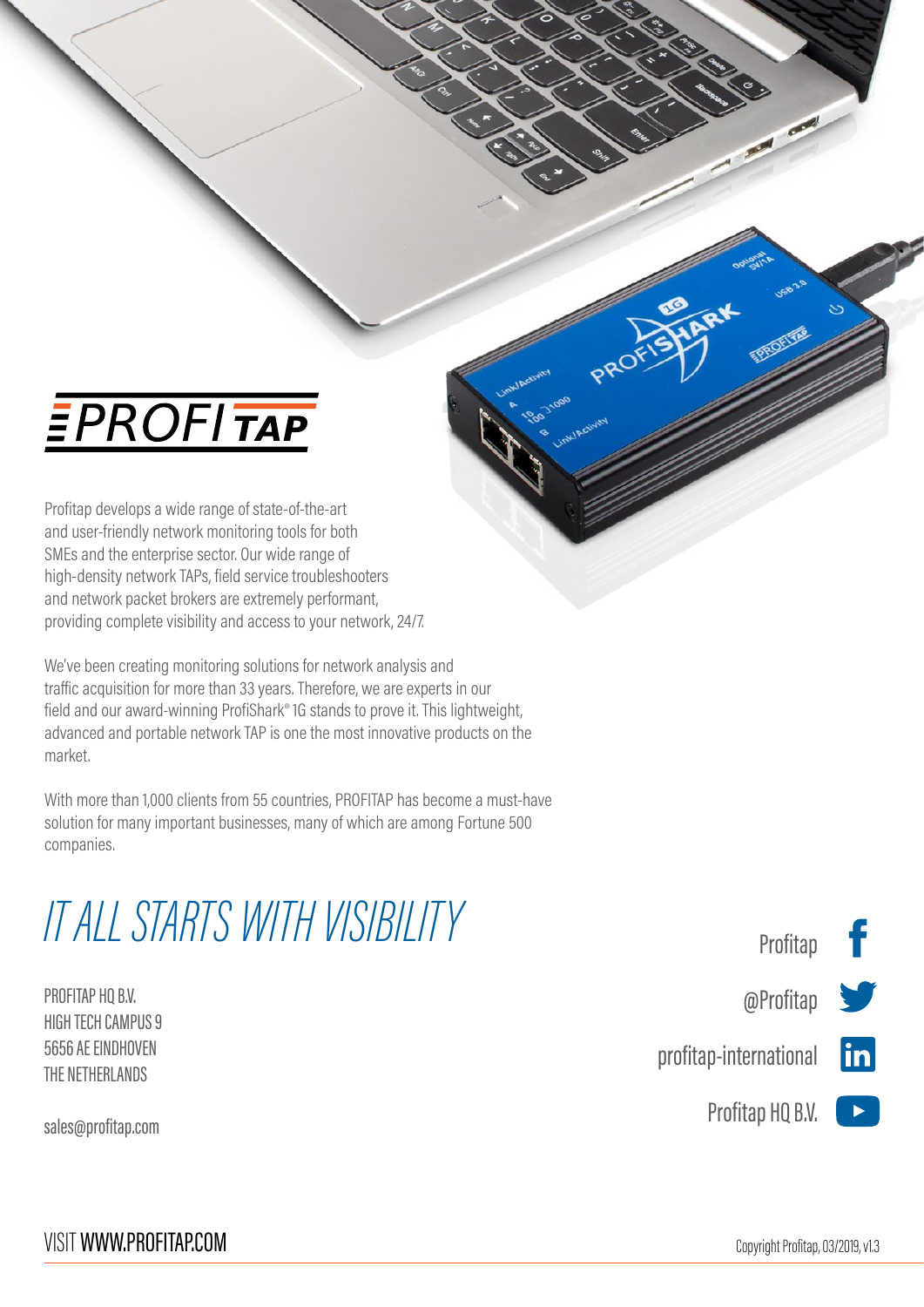PROFITAP

Profitap develops a wide range of state-of-the-art and user-friendly network monitoring tools for both SMEs and the enterprise sector. Our wide range of high-density network TAPs, field service troubleshooters and network packet brokers are extremely performant, providing complete visibility and access to your network, 24/7.

We've been creating monitoring solutions for network analysis and traffic acquisition for more than 33 years. Therefore, we are experts in our field and our award-winning ProfiShark® 1G stands to prove it. This lightweight, advanced and portable network TAP is one the most innovative products on the market.

With more than 1,000 clients from 55 countries, PROFITAP has become a must-have solution for many important businesses, many of which are among Fortune 500 companies.

## *IT ALL STARTS WITH VISIBILITY*

PROFITAP HQ B.V.
HIGH TECH CAMPUS 9
5656 AE EINDHOVEN
THE NETHERLANDS

sales@profitap.com

Profitap

@Profitap

profitap-international

Profitap HQ B.V.

VISIT **WWW.PROFITAP.COM**

Copyright Profitap, 03/2019, v1.3